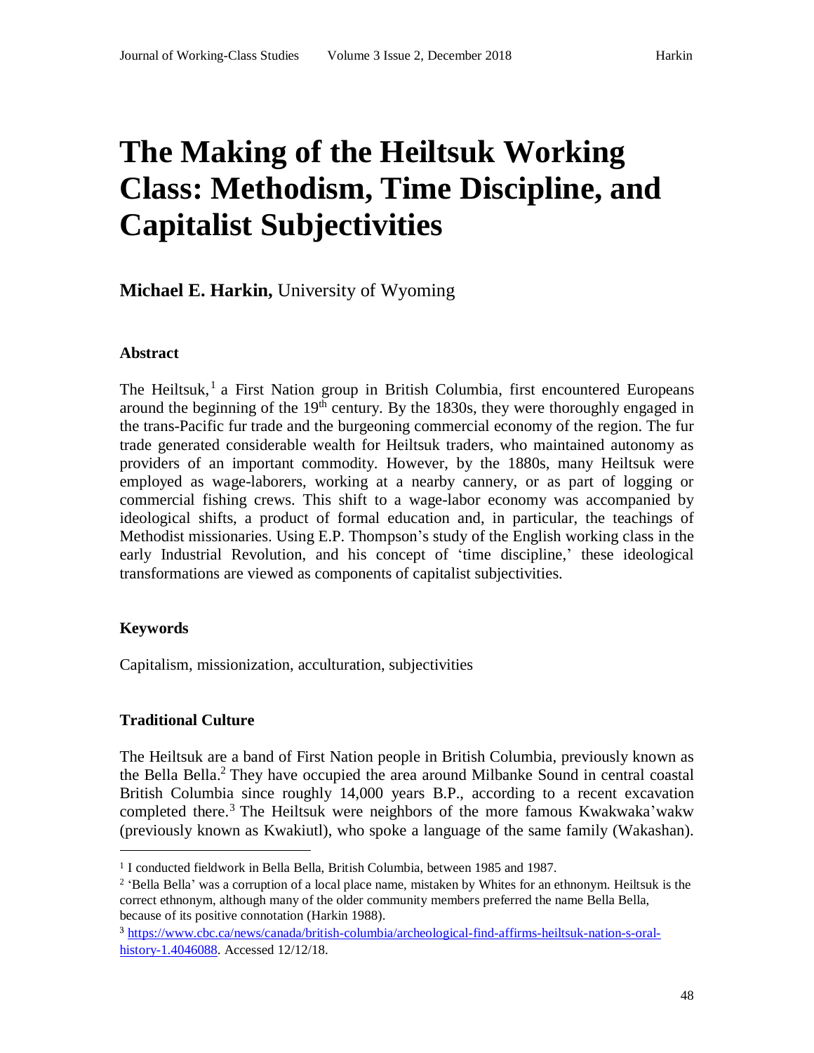# The Making of the Heiltsuk Working Class: Methodism, Time Discipline, and Capitalist Subjectivities

**Michael E. Harkin,** University of Wyoming

### Abstract

The Heiltsuk,[1] a First Nation group in British Columbia, first encountered Europeans around the beginning of the 19th century. By the 1830s, they were thoroughly engaged in the trans-Pacific fur trade and the burgeoning commercial economy of the region. The fur trade generated considerable wealth for Heiltsuk traders, who maintained autonomy as providers of an important commodity. However, by the 1880s, many Heiltsuk were employed as wage-laborers, working at a nearby cannery, or as part of logging or commercial fishing crews. This shift to a wage-labor economy was accompanied by ideological shifts, a product of formal education and, in particular, the teachings of Methodist missionaries. Using E.P. Thompson's study of the English working class in the early Industrial Revolution, and his concept of 'time discipline,' these ideological transformations are viewed as components of capitalist subjectivities.

### Keywords

Capitalism, missionization, acculturation, subjectivities

### Traditional Culture

The Heiltsuk are a band of First Nation people in British Columbia, previously known as the Bella Bella.[2] They have occupied the area around Milbanke Sound in central coastal British Columbia since roughly 14,000 years B.P., according to a recent excavation completed there.[3] The Heiltsuk were neighbors of the more famous Kwakwaka'wakw (previously known as Kwakiutl), who spoke a language of the same family (Wakashan).

---

[1] I conducted fieldwork in Bella Bella, British Columbia, between 1985 and 1987.

[2] 'Bella Bella' was a corruption of a local place name, mistaken by Whites for an ethnonym. Heiltsuk is the correct ethnonym, although many of the older community members preferred the name Bella Bella, because of its positive connotation (Harkin 1988).

[3] https://www.cbc.ca/news/canada/british-columbia/archeological-find-affirms-heiltsuk-nation-s-oral-history-1.4046088. Accessed 12/12/18.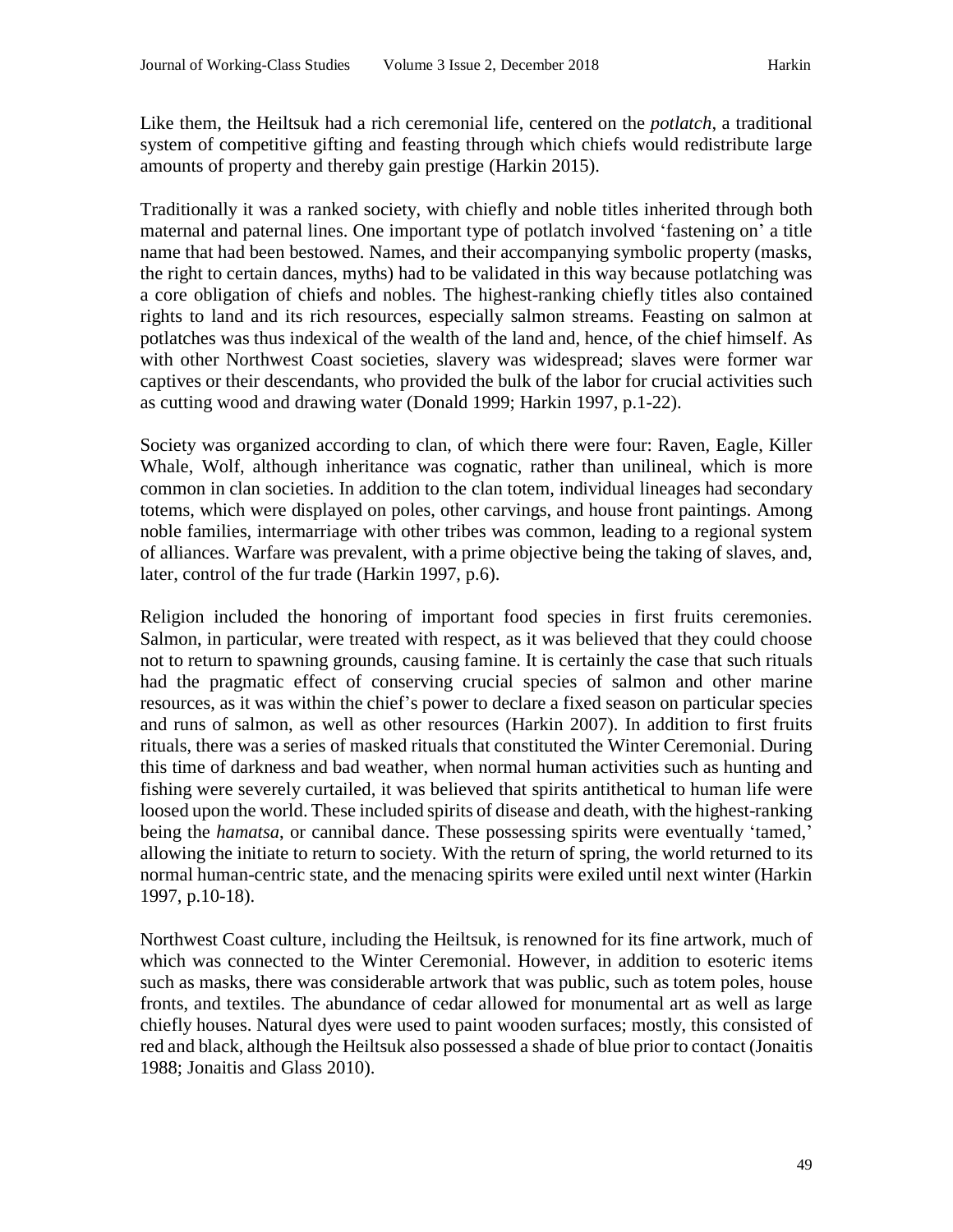Like them, the Heiltsuk had a rich ceremonial life, centered on the *potlatch*, a traditional system of competitive gifting and feasting through which chiefs would redistribute large amounts of property and thereby gain prestige (Harkin 2015).

Traditionally it was a ranked society, with chiefly and noble titles inherited through both maternal and paternal lines. One important type of potlatch involved 'fastening on' a title name that had been bestowed. Names, and their accompanying symbolic property (masks, the right to certain dances, myths) had to be validated in this way because potlatching was a core obligation of chiefs and nobles. The highest-ranking chiefly titles also contained rights to land and its rich resources, especially salmon streams. Feasting on salmon at potlatches was thus indexical of the wealth of the land and, hence, of the chief himself. As with other Northwest Coast societies, slavery was widespread; slaves were former war captives or their descendants, who provided the bulk of the labor for crucial activities such as cutting wood and drawing water (Donald 1999; Harkin 1997, p.1-22).

Society was organized according to clan, of which there were four: Raven, Eagle, Killer Whale, Wolf, although inheritance was cognatic, rather than unilineal, which is more common in clan societies. In addition to the clan totem, individual lineages had secondary totems, which were displayed on poles, other carvings, and house front paintings. Among noble families, intermarriage with other tribes was common, leading to a regional system of alliances. Warfare was prevalent, with a prime objective being the taking of slaves, and, later, control of the fur trade (Harkin 1997, p.6).

Religion included the honoring of important food species in first fruits ceremonies. Salmon, in particular, were treated with respect, as it was believed that they could choose not to return to spawning grounds, causing famine. It is certainly the case that such rituals had the pragmatic effect of conserving crucial species of salmon and other marine resources, as it was within the chief's power to declare a fixed season on particular species and runs of salmon, as well as other resources (Harkin 2007). In addition to first fruits rituals, there was a series of masked rituals that constituted the Winter Ceremonial. During this time of darkness and bad weather, when normal human activities such as hunting and fishing were severely curtailed, it was believed that spirits antithetical to human life were loosed upon the world. These included spirits of disease and death, with the highest-ranking being the *hamatsa*, or cannibal dance. These possessing spirits were eventually 'tamed,' allowing the initiate to return to society. With the return of spring, the world returned to its normal human-centric state, and the menacing spirits were exiled until next winter (Harkin 1997, p.10-18).

Northwest Coast culture, including the Heiltsuk, is renowned for its fine artwork, much of which was connected to the Winter Ceremonial. However, in addition to esoteric items such as masks, there was considerable artwork that was public, such as totem poles, house fronts, and textiles. The abundance of cedar allowed for monumental art as well as large chiefly houses. Natural dyes were used to paint wooden surfaces; mostly, this consisted of red and black, although the Heiltsuk also possessed a shade of blue prior to contact (Jonaitis 1988; Jonaitis and Glass 2010).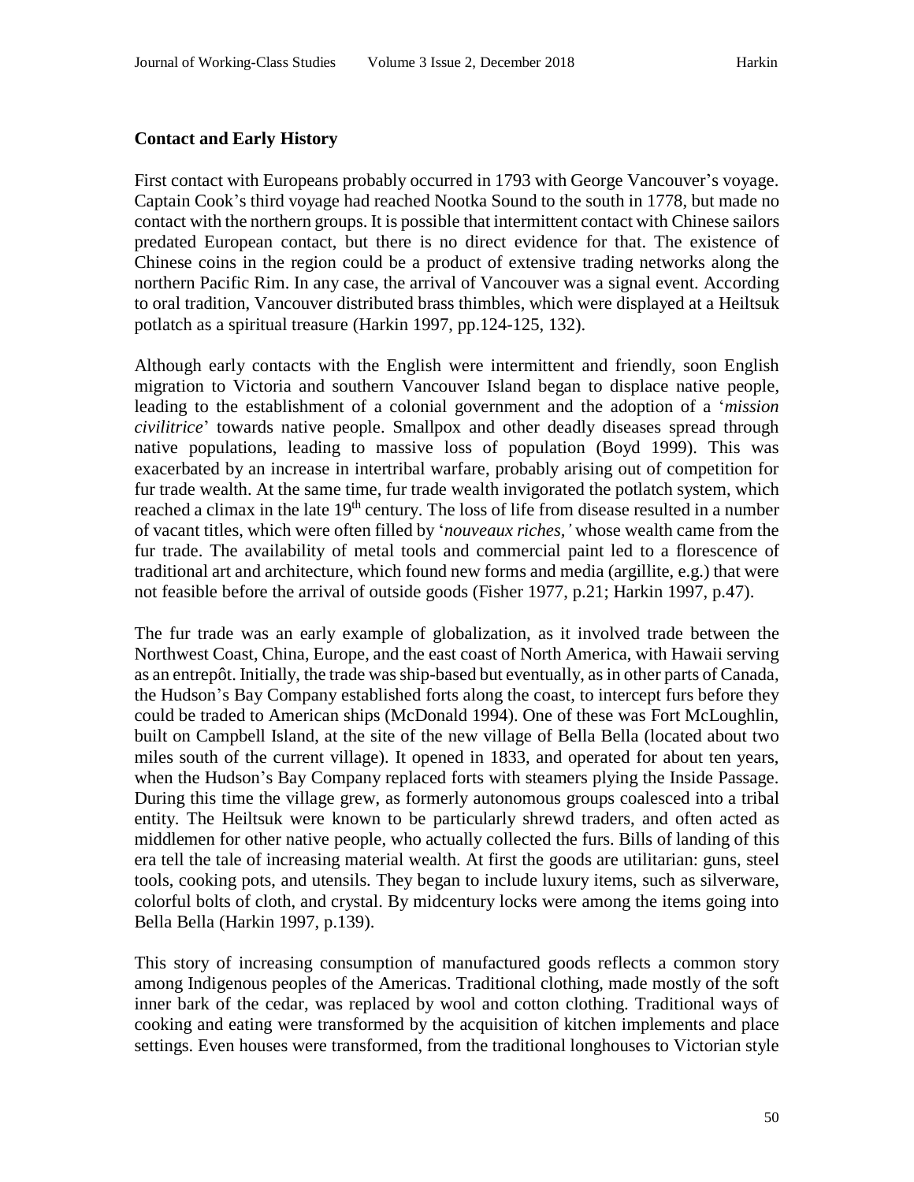**Contact and Early History**

First contact with Europeans probably occurred in 1793 with George Vancouver's voyage. Captain Cook's third voyage had reached Nootka Sound to the south in 1778, but made no contact with the northern groups. It is possible that intermittent contact with Chinese sailors predated European contact, but there is no direct evidence for that. The existence of Chinese coins in the region could be a product of extensive trading networks along the northern Pacific Rim. In any case, the arrival of Vancouver was a signal event. According to oral tradition, Vancouver distributed brass thimbles, which were displayed at a Heiltsuk potlatch as a spiritual treasure (Harkin 1997, pp.124-125, 132).

Although early contacts with the English were intermittent and friendly, soon English migration to Victoria and southern Vancouver Island began to displace native people, leading to the establishment of a colonial government and the adoption of a '*mission civilitrice*' towards native people. Smallpox and other deadly diseases spread through native populations, leading to massive loss of population (Boyd 1999). This was exacerbated by an increase in intertribal warfare, probably arising out of competition for fur trade wealth. At the same time, fur trade wealth invigorated the potlatch system, which reached a climax in the late 19th century. The loss of life from disease resulted in a number of vacant titles, which were often filled by '*nouveaux riches,'* whose wealth came from the fur trade. The availability of metal tools and commercial paint led to a florescence of traditional art and architecture, which found new forms and media (argillite, e.g.) that were not feasible before the arrival of outside goods (Fisher 1977, p.21; Harkin 1997, p.47).

The fur trade was an early example of globalization, as it involved trade between the Northwest Coast, China, Europe, and the east coast of North America, with Hawaii serving as an entrepôt. Initially, the trade was ship-based but eventually, as in other parts of Canada, the Hudson's Bay Company established forts along the coast, to intercept furs before they could be traded to American ships (McDonald 1994). One of these was Fort McLoughlin, built on Campbell Island, at the site of the new village of Bella Bella (located about two miles south of the current village). It opened in 1833, and operated for about ten years, when the Hudson's Bay Company replaced forts with steamers plying the Inside Passage. During this time the village grew, as formerly autonomous groups coalesced into a tribal entity. The Heiltsuk were known to be particularly shrewd traders, and often acted as middlemen for other native people, who actually collected the furs. Bills of landing of this era tell the tale of increasing material wealth. At first the goods are utilitarian: guns, steel tools, cooking pots, and utensils. They began to include luxury items, such as silverware, colorful bolts of cloth, and crystal. By midcentury locks were among the items going into Bella Bella (Harkin 1997, p.139).

This story of increasing consumption of manufactured goods reflects a common story among Indigenous peoples of the Americas. Traditional clothing, made mostly of the soft inner bark of the cedar, was replaced by wool and cotton clothing. Traditional ways of cooking and eating were transformed by the acquisition of kitchen implements and place settings. Even houses were transformed, from the traditional longhouses to Victorian style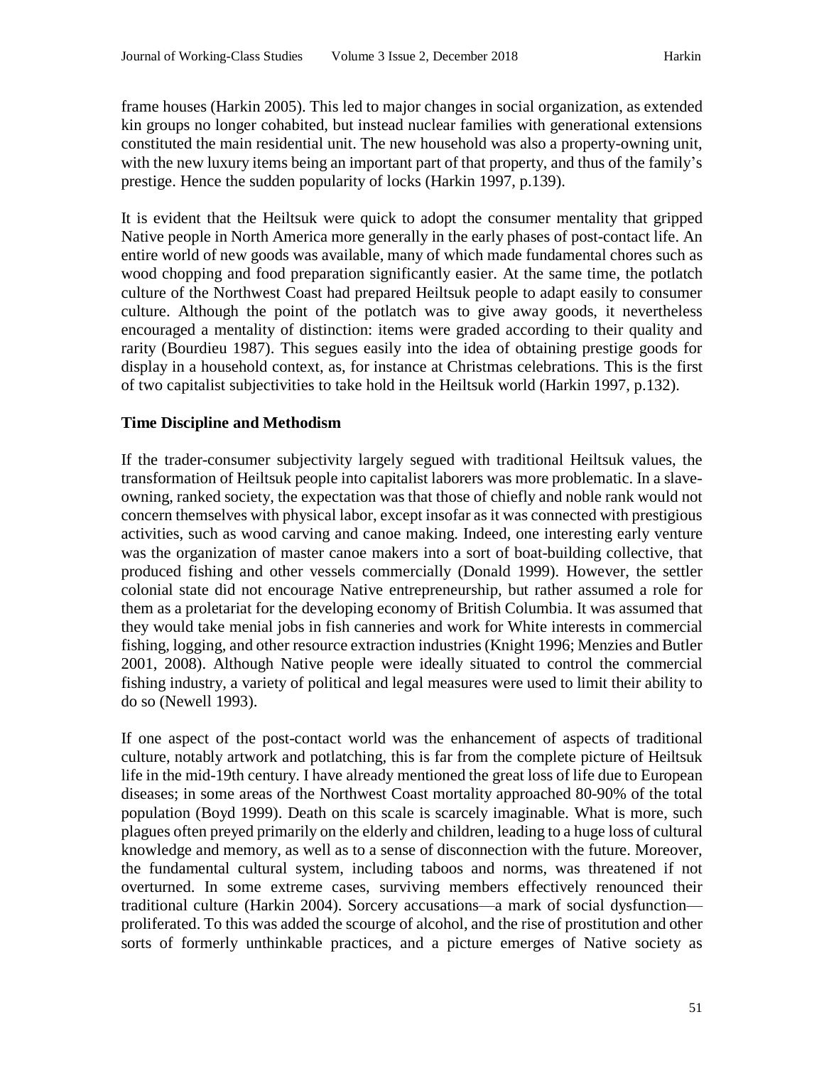frame houses (Harkin 2005). This led to major changes in social organization, as extended kin groups no longer cohabited, but instead nuclear families with generational extensions constituted the main residential unit. The new household was also a property-owning unit, with the new luxury items being an important part of that property, and thus of the family's prestige. Hence the sudden popularity of locks (Harkin 1997, p.139).

It is evident that the Heiltsuk were quick to adopt the consumer mentality that gripped Native people in North America more generally in the early phases of post-contact life. An entire world of new goods was available, many of which made fundamental chores such as wood chopping and food preparation significantly easier. At the same time, the potlatch culture of the Northwest Coast had prepared Heiltsuk people to adapt easily to consumer culture. Although the point of the potlatch was to give away goods, it nevertheless encouraged a mentality of distinction: items were graded according to their quality and rarity (Bourdieu 1987). This segues easily into the idea of obtaining prestige goods for display in a household context, as, for instance at Christmas celebrations. This is the first of two capitalist subjectivities to take hold in the Heiltsuk world (Harkin 1997, p.132).

## Time Discipline and Methodism

If the trader-consumer subjectivity largely segued with traditional Heiltsuk values, the transformation of Heiltsuk people into capitalist laborers was more problematic. In a slave-owning, ranked society, the expectation was that those of chiefly and noble rank would not concern themselves with physical labor, except insofar as it was connected with prestigious activities, such as wood carving and canoe making. Indeed, one interesting early venture was the organization of master canoe makers into a sort of boat-building collective, that produced fishing and other vessels commercially (Donald 1999). However, the settler colonial state did not encourage Native entrepreneurship, but rather assumed a role for them as a proletariat for the developing economy of British Columbia. It was assumed that they would take menial jobs in fish canneries and work for White interests in commercial fishing, logging, and other resource extraction industries (Knight 1996; Menzies and Butler 2001, 2008). Although Native people were ideally situated to control the commercial fishing industry, a variety of political and legal measures were used to limit their ability to do so (Newell 1993).

If one aspect of the post-contact world was the enhancement of aspects of traditional culture, notably artwork and potlatching, this is far from the complete picture of Heiltsuk life in the mid-19th century. I have already mentioned the great loss of life due to European diseases; in some areas of the Northwest Coast mortality approached 80-90% of the total population (Boyd 1999). Death on this scale is scarcely imaginable. What is more, such plagues often preyed primarily on the elderly and children, leading to a huge loss of cultural knowledge and memory, as well as to a sense of disconnection with the future. Moreover, the fundamental cultural system, including taboos and norms, was threatened if not overturned. In some extreme cases, surviving members effectively renounced their traditional culture (Harkin 2004). Sorcery accusations—a mark of social dysfunction—proliferated. To this was added the scourge of alcohol, and the rise of prostitution and other sorts of formerly unthinkable practices, and a picture emerges of Native society as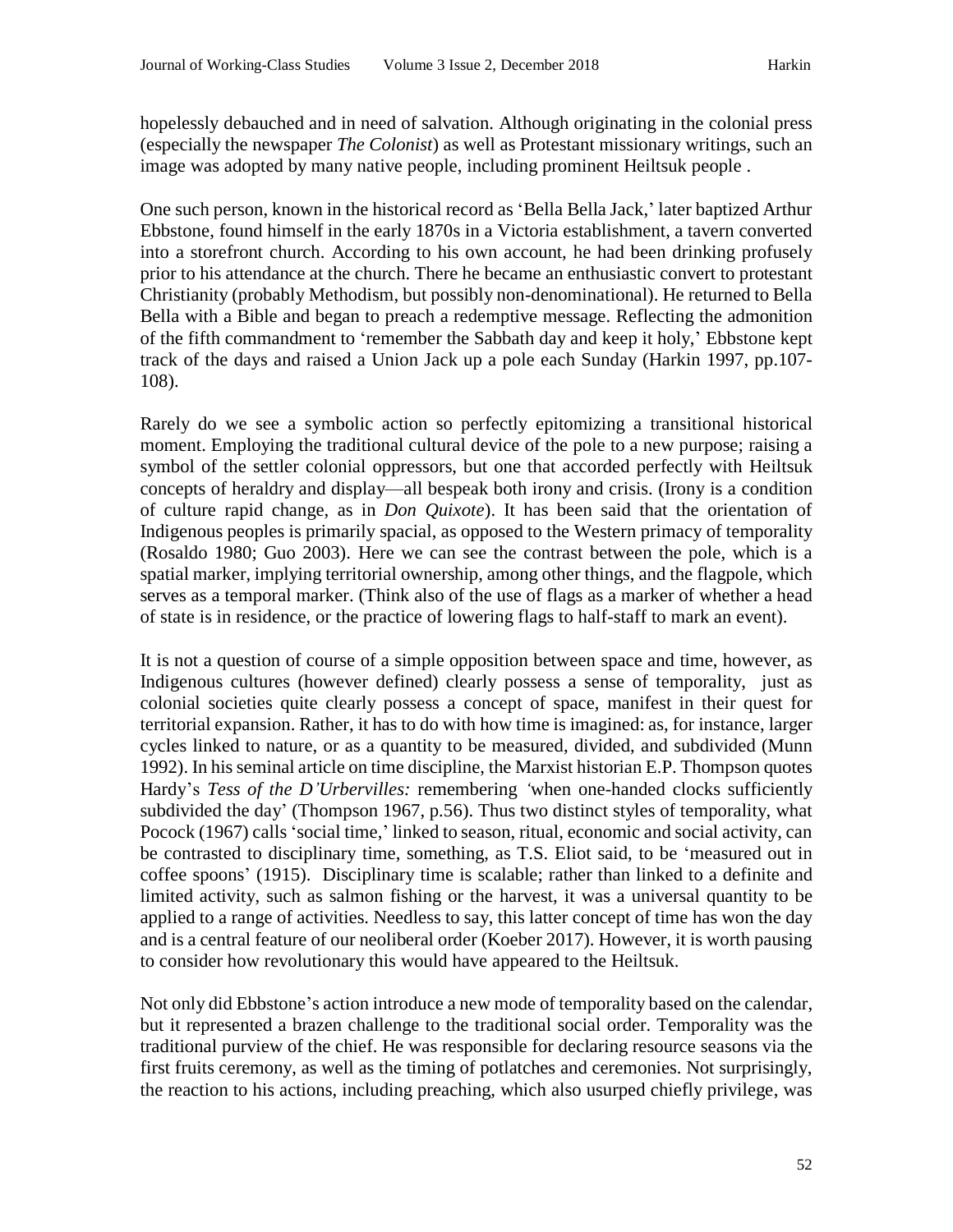hopelessly debauched and in need of salvation. Although originating in the colonial press (especially the newspaper *The Colonist*) as well as Protestant missionary writings, such an image was adopted by many native people, including prominent Heiltsuk people .

One such person, known in the historical record as 'Bella Bella Jack,' later baptized Arthur Ebbstone, found himself in the early 1870s in a Victoria establishment, a tavern converted into a storefront church. According to his own account, he had been drinking profusely prior to his attendance at the church. There he became an enthusiastic convert to protestant Christianity (probably Methodism, but possibly non-denominational). He returned to Bella Bella with a Bible and began to preach a redemptive message. Reflecting the admonition of the fifth commandment to 'remember the Sabbath day and keep it holy,' Ebbstone kept track of the days and raised a Union Jack up a pole each Sunday (Harkin 1997, pp.107-108).

Rarely do we see a symbolic action so perfectly epitomizing a transitional historical moment. Employing the traditional cultural device of the pole to a new purpose; raising a symbol of the settler colonial oppressors, but one that accorded perfectly with Heiltsuk concepts of heraldry and display—all bespeak both irony and crisis. (Irony is a condition of culture rapid change, as in *Don Quixote*). It has been said that the orientation of Indigenous peoples is primarily spacial, as opposed to the Western primacy of temporality (Rosaldo 1980; Guo 2003). Here we can see the contrast between the pole, which is a spatial marker, implying territorial ownership, among other things, and the flagpole, which serves as a temporal marker. (Think also of the use of flags as a marker of whether a head of state is in residence, or the practice of lowering flags to half-staff to mark an event).

It is not a question of course of a simple opposition between space and time, however, as Indigenous cultures (however defined) clearly possess a sense of temporality, just as colonial societies quite clearly possess a concept of space, manifest in their quest for territorial expansion. Rather, it has to do with how time is imagined: as, for instance, larger cycles linked to nature, or as a quantity to be measured, divided, and subdivided (Munn 1992). In his seminal article on time discipline, the Marxist historian E.P. Thompson quotes Hardy's *Tess of the D'Urbervilles:* remembering 'when one-handed clocks sufficiently subdivided the day' (Thompson 1967, p.56). Thus two distinct styles of temporality, what Pocock (1967) calls 'social time,' linked to season, ritual, economic and social activity, can be contrasted to disciplinary time, something, as T.S. Eliot said, to be 'measured out in coffee spoons' (1915). Disciplinary time is scalable; rather than linked to a definite and limited activity, such as salmon fishing or the harvest, it was a universal quantity to be applied to a range of activities. Needless to say, this latter concept of time has won the day and is a central feature of our neoliberal order (Koeber 2017). However, it is worth pausing to consider how revolutionary this would have appeared to the Heiltsuk.

Not only did Ebbstone's action introduce a new mode of temporality based on the calendar, but it represented a brazen challenge to the traditional social order. Temporality was the traditional purview of the chief. He was responsible for declaring resource seasons via the first fruits ceremony, as well as the timing of potlatches and ceremonies. Not surprisingly, the reaction to his actions, including preaching, which also usurped chiefly privilege, was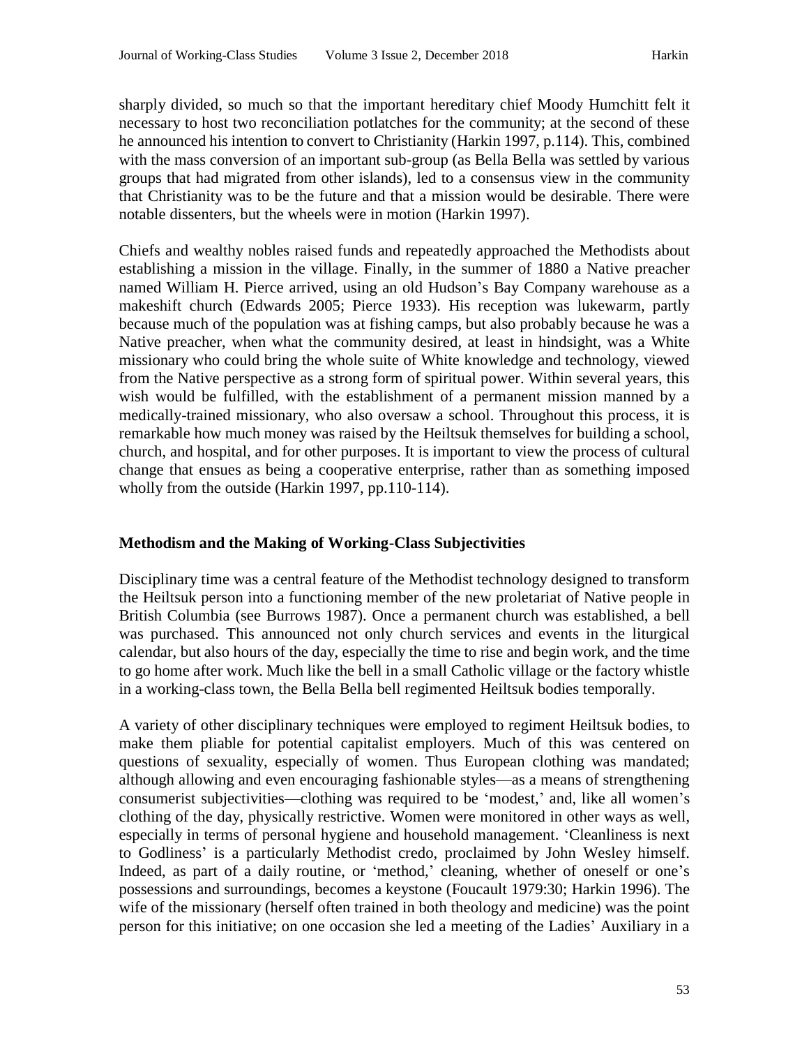sharply divided, so much so that the important hereditary chief Moody Humchitt felt it necessary to host two reconciliation potlatches for the community; at the second of these he announced his intention to convert to Christianity (Harkin 1997, p.114). This, combined with the mass conversion of an important sub-group (as Bella Bella was settled by various groups that had migrated from other islands), led to a consensus view in the community that Christianity was to be the future and that a mission would be desirable. There were notable dissenters, but the wheels were in motion (Harkin 1997).

Chiefs and wealthy nobles raised funds and repeatedly approached the Methodists about establishing a mission in the village. Finally, in the summer of 1880 a Native preacher named William H. Pierce arrived, using an old Hudson's Bay Company warehouse as a makeshift church (Edwards 2005; Pierce 1933). His reception was lukewarm, partly because much of the population was at fishing camps, but also probably because he was a Native preacher, when what the community desired, at least in hindsight, was a White missionary who could bring the whole suite of White knowledge and technology, viewed from the Native perspective as a strong form of spiritual power. Within several years, this wish would be fulfilled, with the establishment of a permanent mission manned by a medically-trained missionary, who also oversaw a school. Throughout this process, it is remarkable how much money was raised by the Heiltsuk themselves for building a school, church, and hospital, and for other purposes. It is important to view the process of cultural change that ensues as being a cooperative enterprise, rather than as something imposed wholly from the outside (Harkin 1997, pp.110-114).

## Methodism and the Making of Working-Class Subjectivities

Disciplinary time was a central feature of the Methodist technology designed to transform the Heiltsuk person into a functioning member of the new proletariat of Native people in British Columbia (see Burrows 1987). Once a permanent church was established, a bell was purchased. This announced not only church services and events in the liturgical calendar, but also hours of the day, especially the time to rise and begin work, and the time to go home after work. Much like the bell in a small Catholic village or the factory whistle in a working-class town, the Bella Bella bell regimented Heiltsuk bodies temporally.

A variety of other disciplinary techniques were employed to regiment Heiltsuk bodies, to make them pliable for potential capitalist employers. Much of this was centered on questions of sexuality, especially of women. Thus European clothing was mandated; although allowing and even encouraging fashionable styles—as a means of strengthening consumerist subjectivities—clothing was required to be 'modest,' and, like all women's clothing of the day, physically restrictive. Women were monitored in other ways as well, especially in terms of personal hygiene and household management. 'Cleanliness is next to Godliness' is a particularly Methodist credo, proclaimed by John Wesley himself. Indeed, as part of a daily routine, or 'method,' cleaning, whether of oneself or one's possessions and surroundings, becomes a keystone (Foucault 1979:30; Harkin 1996). The wife of the missionary (herself often trained in both theology and medicine) was the point person for this initiative; on one occasion she led a meeting of the Ladies' Auxiliary in a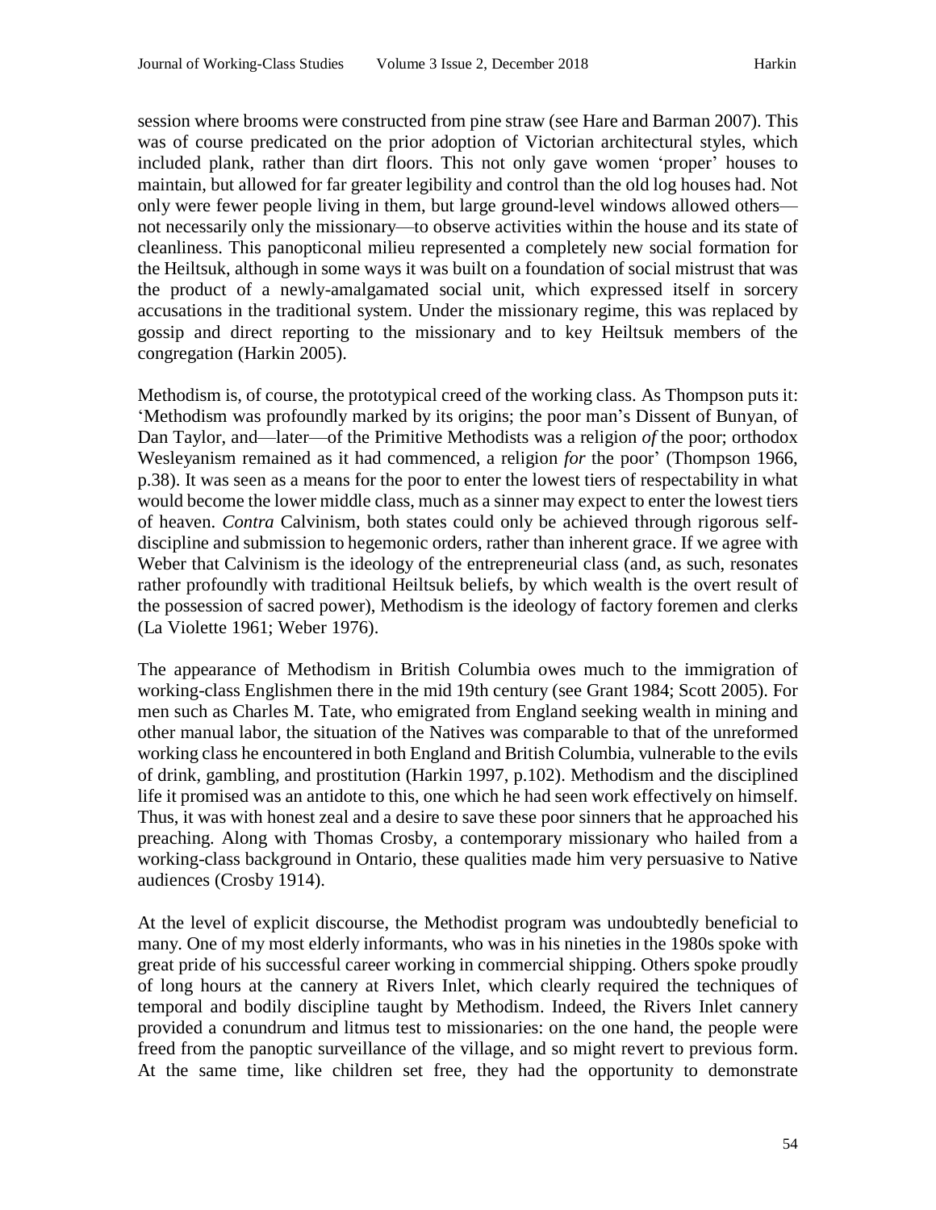session where brooms were constructed from pine straw (see Hare and Barman 2007). This was of course predicated on the prior adoption of Victorian architectural styles, which included plank, rather than dirt floors. This not only gave women 'proper' houses to maintain, but allowed for far greater legibility and control than the old log houses had. Not only were fewer people living in them, but large ground-level windows allowed others—not necessarily only the missionary—to observe activities within the house and its state of cleanliness. This panopticonal milieu represented a completely new social formation for the Heiltsuk, although in some ways it was built on a foundation of social mistrust that was the product of a newly-amalgamated social unit, which expressed itself in sorcery accusations in the traditional system. Under the missionary regime, this was replaced by gossip and direct reporting to the missionary and to key Heiltsuk members of the congregation (Harkin 2005).

Methodism is, of course, the prototypical creed of the working class. As Thompson puts it: 'Methodism was profoundly marked by its origins; the poor man's Dissent of Bunyan, of Dan Taylor, and—later—of the Primitive Methodists was a religion *of* the poor; orthodox Wesleyanism remained as it had commenced, a religion *for* the poor' (Thompson 1966, p.38). It was seen as a means for the poor to enter the lowest tiers of respectability in what would become the lower middle class, much as a sinner may expect to enter the lowest tiers of heaven. *Contra* Calvinism, both states could only be achieved through rigorous self-discipline and submission to hegemonic orders, rather than inherent grace. If we agree with Weber that Calvinism is the ideology of the entrepreneurial class (and, as such, resonates rather profoundly with traditional Heiltsuk beliefs, by which wealth is the overt result of the possession of sacred power), Methodism is the ideology of factory foremen and clerks (La Violette 1961; Weber 1976).

The appearance of Methodism in British Columbia owes much to the immigration of working-class Englishmen there in the mid 19th century (see Grant 1984; Scott 2005). For men such as Charles M. Tate, who emigrated from England seeking wealth in mining and other manual labor, the situation of the Natives was comparable to that of the unreformed working class he encountered in both England and British Columbia, vulnerable to the evils of drink, gambling, and prostitution (Harkin 1997, p.102). Methodism and the disciplined life it promised was an antidote to this, one which he had seen work effectively on himself. Thus, it was with honest zeal and a desire to save these poor sinners that he approached his preaching. Along with Thomas Crosby, a contemporary missionary who hailed from a working-class background in Ontario, these qualities made him very persuasive to Native audiences (Crosby 1914).

At the level of explicit discourse, the Methodist program was undoubtedly beneficial to many. One of my most elderly informants, who was in his nineties in the 1980s spoke with great pride of his successful career working in commercial shipping. Others spoke proudly of long hours at the cannery at Rivers Inlet, which clearly required the techniques of temporal and bodily discipline taught by Methodism. Indeed, the Rivers Inlet cannery provided a conundrum and litmus test to missionaries: on the one hand, the people were freed from the panoptic surveillance of the village, and so might revert to previous form. At the same time, like children set free, they had the opportunity to demonstrate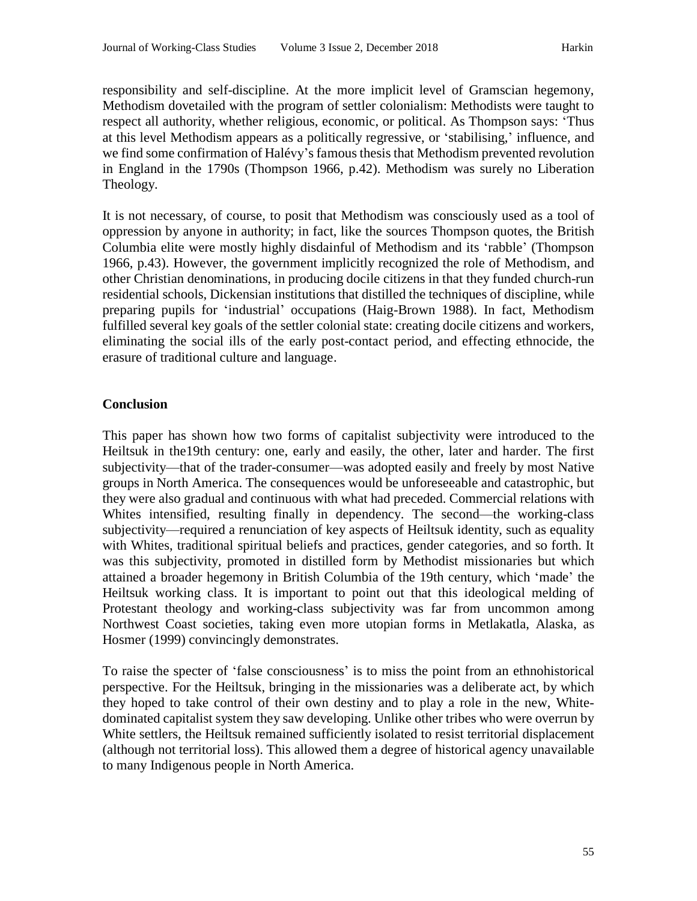responsibility and self-discipline. At the more implicit level of Gramscian hegemony, Methodism dovetailed with the program of settler colonialism: Methodists were taught to respect all authority, whether religious, economic, or political. As Thompson says: 'Thus at this level Methodism appears as a politically regressive, or 'stabilising,' influence, and we find some confirmation of Halévy's famous thesis that Methodism prevented revolution in England in the 1790s (Thompson 1966, p.42). Methodism was surely no Liberation Theology.

It is not necessary, of course, to posit that Methodism was consciously used as a tool of oppression by anyone in authority; in fact, like the sources Thompson quotes, the British Columbia elite were mostly highly disdainful of Methodism and its 'rabble' (Thompson 1966, p.43). However, the government implicitly recognized the role of Methodism, and other Christian denominations, in producing docile citizens in that they funded church-run residential schools, Dickensian institutions that distilled the techniques of discipline, while preparing pupils for 'industrial' occupations (Haig-Brown 1988). In fact, Methodism fulfilled several key goals of the settler colonial state: creating docile citizens and workers, eliminating the social ills of the early post-contact period, and effecting ethnocide, the erasure of traditional culture and language.

## Conclusion

This paper has shown how two forms of capitalist subjectivity were introduced to the Heiltsuk in the19th century: one, early and easily, the other, later and harder. The first subjectivity—that of the trader-consumer—was adopted easily and freely by most Native groups in North America. The consequences would be unforeseeable and catastrophic, but they were also gradual and continuous with what had preceded. Commercial relations with Whites intensified, resulting finally in dependency. The second—the working-class subjectivity—required a renunciation of key aspects of Heiltsuk identity, such as equality with Whites, traditional spiritual beliefs and practices, gender categories, and so forth. It was this subjectivity, promoted in distilled form by Methodist missionaries but which attained a broader hegemony in British Columbia of the 19th century, which 'made' the Heiltsuk working class. It is important to point out that this ideological melding of Protestant theology and working-class subjectivity was far from uncommon among Northwest Coast societies, taking even more utopian forms in Metlakatla, Alaska, as Hosmer (1999) convincingly demonstrates.

To raise the specter of 'false consciousness' is to miss the point from an ethnohistorical perspective. For the Heiltsuk, bringing in the missionaries was a deliberate act, by which they hoped to take control of their own destiny and to play a role in the new, White-dominated capitalist system they saw developing. Unlike other tribes who were overrun by White settlers, the Heiltsuk remained sufficiently isolated to resist territorial displacement (although not territorial loss). This allowed them a degree of historical agency unavailable to many Indigenous people in North America.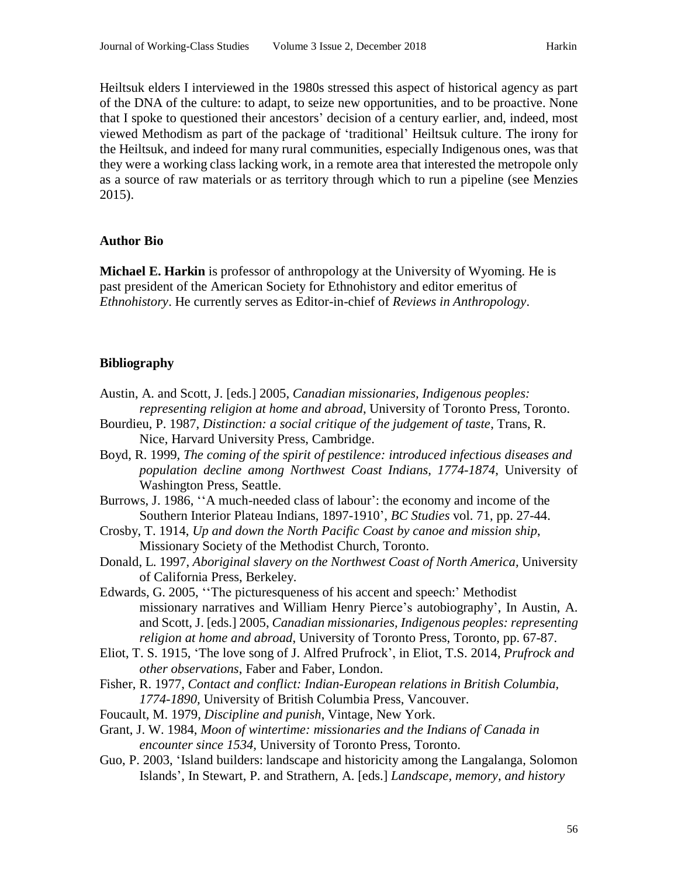Heiltsuk elders I interviewed in the 1980s stressed this aspect of historical agency as part of the DNA of the culture: to adapt, to seize new opportunities, and to be proactive. None that I spoke to questioned their ancestors' decision of a century earlier, and, indeed, most viewed Methodism as part of the package of 'traditional' Heiltsuk culture. The irony for the Heiltsuk, and indeed for many rural communities, especially Indigenous ones, was that they were a working class lacking work, in a remote area that interested the metropole only as a source of raw materials or as territory through which to run a pipeline (see Menzies 2015).

### Author Bio

**Michael E. Harkin** is professor of anthropology at the University of Wyoming. He is past president of the American Society for Ethnohistory and editor emeritus of *Ethnohistory*. He currently serves as Editor-in-chief of *Reviews in Anthropology*.

### Bibliography

Austin, A. and Scott, J. [eds.] 2005, *Canadian missionaries, Indigenous peoples: representing religion at home and abroad*, University of Toronto Press, Toronto.

Bourdieu, P. 1987, *Distinction: a social critique of the judgement of taste*, Trans, R. Nice, Harvard University Press, Cambridge.

Boyd, R. 1999, *The coming of the spirit of pestilence: introduced infectious diseases and population decline among Northwest Coast Indians, 1774-1874*, University of Washington Press, Seattle.

Burrows, J. 1986, ''A much-needed class of labour': the economy and income of the Southern Interior Plateau Indians, 1897-1910', *BC Studies* vol. 71, pp. 27-44.

Crosby, T. 1914, *Up and down the North Pacific Coast by canoe and mission ship*, Missionary Society of the Methodist Church, Toronto.

Donald, L. 1997, *Aboriginal slavery on the Northwest Coast of North America*, University of California Press, Berkeley.

Edwards, G. 2005, ''The picturesqueness of his accent and speech:' Methodist missionary narratives and William Henry Pierce's autobiography', In Austin, A. and Scott, J. [eds.] 2005, *Canadian missionaries, Indigenous peoples: representing religion at home and abroad*, University of Toronto Press, Toronto, pp. 67-87.

Eliot, T. S. 1915, 'The love song of J. Alfred Prufrock', in Eliot, T.S. 2014, *Prufrock and other observations*, Faber and Faber, London.

Fisher, R. 1977, *Contact and conflict: Indian-European relations in British Columbia, 1774-1890*, University of British Columbia Press, Vancouver.

Foucault, M. 1979, *Discipline and punish*, Vintage, New York.

Grant, J. W. 1984, *Moon of wintertime: missionaries and the Indians of Canada in encounter since 1534*, University of Toronto Press, Toronto.

Guo, P. 2003, 'Island builders: landscape and historicity among the Langalanga, Solomon Islands', In Stewart, P. and Strathern, A. [eds.] *Landscape, memory, and history*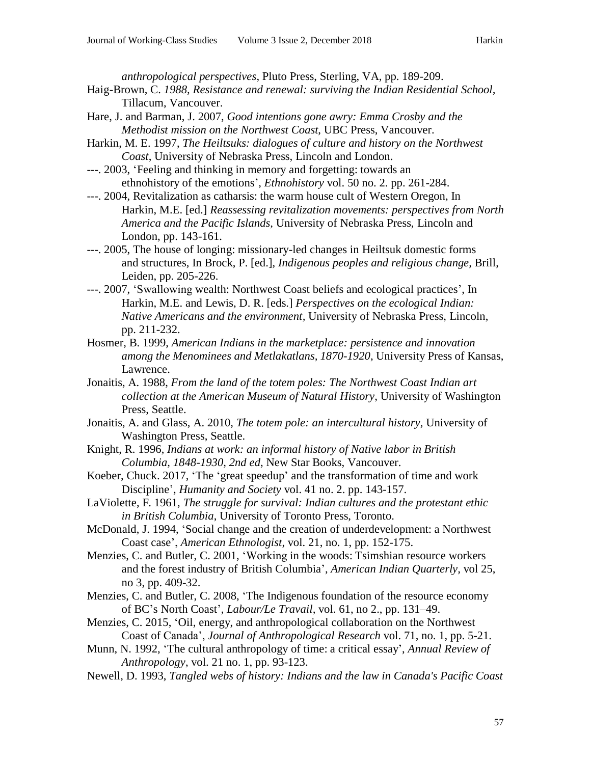*anthropological perspectives*, Pluto Press, Sterling, VA, pp. 189-209.

Haig-Brown, C. *1988, Resistance and renewal: surviving the Indian Residential School,* Tillacum, Vancouver.

Hare, J. and Barman, J. 2007, *Good intentions gone awry: Emma Crosby and the Methodist mission on the Northwest Coast*, UBC Press, Vancouver.

Harkin, M. E. 1997, *The Heiltsuks: dialogues of culture and history on the Northwest Coast*, University of Nebraska Press, Lincoln and London.

---. 2003, 'Feeling and thinking in memory and forgetting: towards an ethnohistory of the emotions', *Ethnohistory* vol. 50 no. 2. pp. 261-284.

---. 2004, Revitalization as catharsis: the warm house cult of Western Oregon, In Harkin, M.E. [ed.] *Reassessing revitalization movements: perspectives from North America and the Pacific Islands*, University of Nebraska Press, Lincoln and London, pp. 143-161.

---. 2005, The house of longing: missionary-led changes in Heiltsuk domestic forms and structures, In Brock, P. [ed.], *Indigenous peoples and religious change,* Brill, Leiden, pp. 205-226.

---. 2007, 'Swallowing wealth: Northwest Coast beliefs and ecological practices', In Harkin, M.E. and Lewis, D. R. [eds.] *Perspectives on the ecological Indian: Native Americans and the environment,* University of Nebraska Press, Lincoln, pp. 211-232.

Hosmer, B. 1999, *American Indians in the marketplace: persistence and innovation among the Menominees and Metlakatlans, 1870-1920*, University Press of Kansas, Lawrence.

Jonaitis, A. 1988, *From the land of the totem poles: The Northwest Coast Indian art collection at the American Museum of Natural History*, University of Washington Press, Seattle.

Jonaitis, A. and Glass, A. 2010, *The totem pole: an intercultural history*, University of Washington Press, Seattle.

Knight, R. 1996, *Indians at work: an informal history of Native labor in British Columbia, 1848-1930, 2nd ed,* New Star Books, Vancouver.

Koeber, Chuck. 2017, 'The 'great speedup' and the transformation of time and work Discipline', *Humanity and Society* vol. 41 no. 2. pp. 143-157.

LaViolette, F. 1961, *The struggle for survival: Indian cultures and the protestant ethic in British Columbia*, University of Toronto Press, Toronto.

McDonald, J. 1994, 'Social change and the creation of underdevelopment: a Northwest Coast case', *American Ethnologist*, vol. 21, no. 1, pp. 152-175.

Menzies, C. and Butler, C. 2001, 'Working in the woods: Tsimshian resource workers and the forest industry of British Columbia', *American Indian Quarterly,* vol 25, no 3, pp. 409-32.

Menzies, C. and Butler, C. 2008, 'The Indigenous foundation of the resource economy of BC's North Coast', *Labour/Le Travail,* vol. 61, no 2., pp. 131–49.

Menzies, C. 2015, 'Oil, energy, and anthropological collaboration on the Northwest Coast of Canada', *Journal of Anthropological Research* vol. 71, no. 1, pp. 5-21.

Munn, N. 1992, 'The cultural anthropology of time: a critical essay', *Annual Review of Anthropology*, vol. 21 no. 1, pp. 93-123.

Newell, D. 1993, *Tangled webs of history: Indians and the law in Canada's Pacific Coast*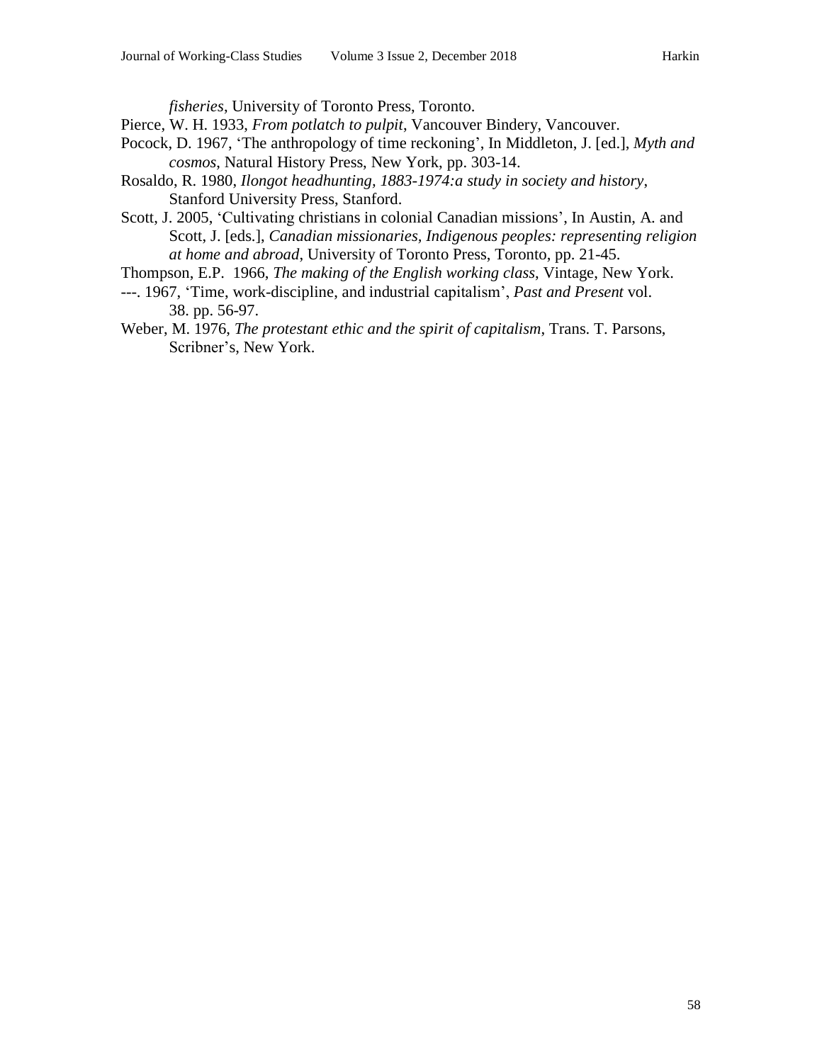*fisheries*, University of Toronto Press, Toronto.

Pierce, W. H. 1933, *From potlatch to pulpit*, Vancouver Bindery, Vancouver.

Pocock, D. 1967, 'The anthropology of time reckoning', In Middleton, J. [ed.], *Myth and cosmos*, Natural History Press, New York, pp. 303-14.

Rosaldo, R. 1980, *Ilongot headhunting, 1883-1974:a study in society and history*, Stanford University Press, Stanford.

Scott, J. 2005, 'Cultivating christians in colonial Canadian missions', In Austin, A. and Scott, J. [eds.], *Canadian missionaries, Indigenous peoples: representing religion at home and abroad*, University of Toronto Press, Toronto, pp. 21-45.

Thompson, E.P. 1966, *The making of the English working class*, Vintage, New York.

---. 1967, 'Time, work-discipline, and industrial capitalism', *Past and Present* vol. 38. pp. 56-97.

Weber, M. 1976, *The protestant ethic and the spirit of capitalism*, Trans. T. Parsons, Scribner's, New York.